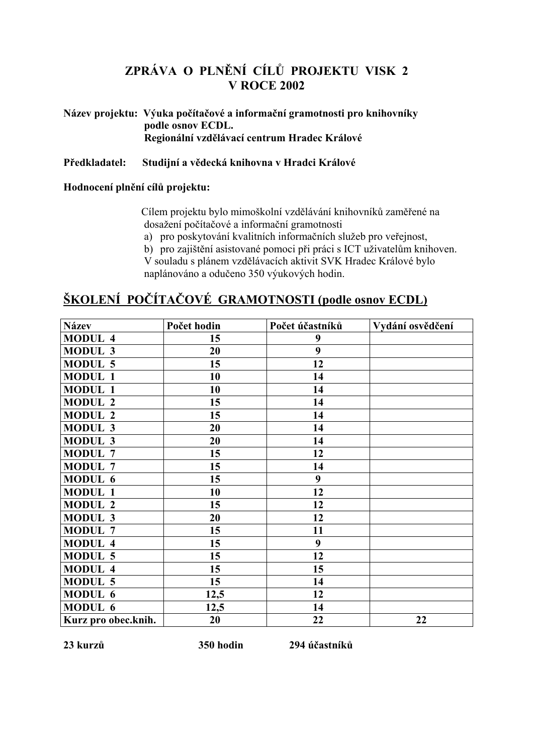# ZPRÁVA O PLNĚNÍ CÍLŮ PROJEKTU VISK 2 V ROCE 2002

**Název projektu:** **Výuka počítačové a informační gramotnosti pro knihovníky podle osnov ECDL. Regionální vzdělávací centrum Hradec Králové**

**Předkladatel:** **Studijní a vědecká knihovna v Hradci Králové**

**Hodnocení plnění cílů projektu:**

Cílem projektu bylo mimoškolní vzdělávání knihovníků zaměřené na dosažení počítačové a informační gramotnosti

a) pro poskytování kvalitních informačních služeb pro veřejnost,
b) pro zajištění asistované pomoci při práci s ICT uživatelům knihoven.

V souladu s plánem vzdělávacích aktivit SVK Hradec Králové bylo naplánováno a odučeno 350 výukových hodin.

## ŠKOLENÍ POČÍTAČOVÉ GRAMOTNOSTI (podle osnov ECDL)

| Název | Počet hodin | Počet účastníků | Vydání osvědčení |
|---|---|---|---|
| MODUL 4 | 15 | 9 | |
| MODUL 3 | 20 | 9 | |
| MODUL 5 | 15 | 12 | |
| MODUL 1 | 10 | 14 | |
| MODUL 1 | 10 | 14 | |
| MODUL 2 | 15 | 14 | |
| MODUL 2 | 15 | 14 | |
| MODUL 3 | 20 | 14 | |
| MODUL 3 | 20 | 14 | |
| MODUL 7 | 15 | 12 | |
| MODUL 7 | 15 | 14 | |
| MODUL 6 | 15 | 9 | |
| MODUL 1 | 10 | 12 | |
| MODUL 2 | 15 | 12 | |
| MODUL 3 | 20 | 12 | |
| MODUL 7 | 15 | 11 | |
| MODUL 4 | 15 | 9 | |
| MODUL 5 | 15 | 12 | |
| MODUL 4 | 15 | 15 | |
| MODUL 5 | 15 | 14 | |
| MODUL 6 | 12,5 | 12 | |
| MODUL 6 | 12,5 | 14 | |
| Kurz pro obec.knih. | 20 | 22 | 22 |

**23 kurzů** **350 hodin** **294 účastníků**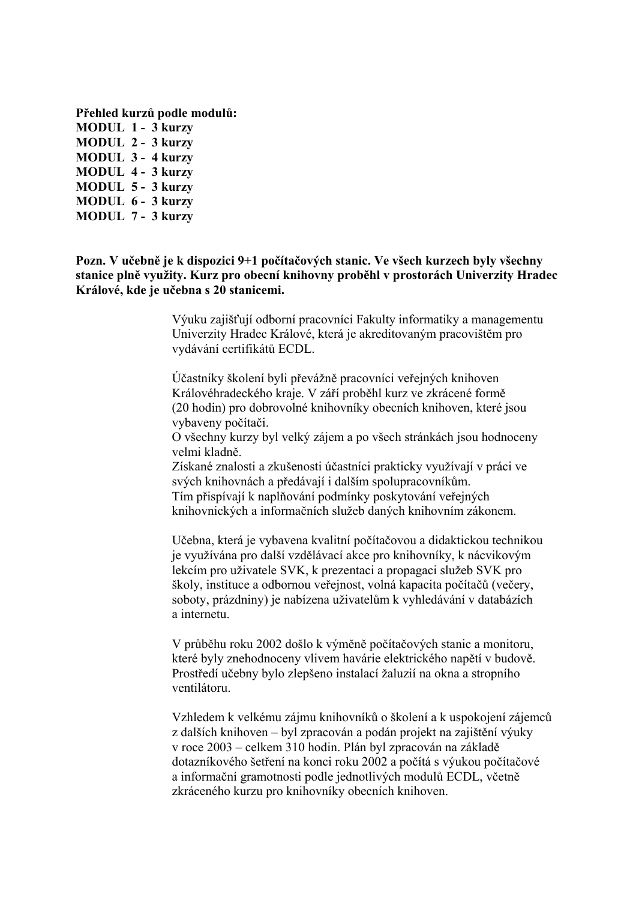**Přehled kurzů podle modulů:**
**MODUL 1 - 3 kurzy**
**MODUL 2 - 3 kurzy**
**MODUL 3 - 4 kurzy**
**MODUL 4 - 3 kurzy**
**MODUL 5 - 3 kurzy**
**MODUL 6 - 3 kurzy**
**MODUL 7 - 3 kurzy**

**Pozn. V učebně je k dispozici 9+1 počítačových stanic. Ve všech kurzech byly všechny stanice plně využity. Kurz pro obecní knihovny proběhl v prostorách Univerzity Hradec Králové, kde je učebna s 20 stanicemi.**

Výuku zajišťují odborní pracovníci Fakulty informatiky a managementu Univerzity Hradec Králové, která je akreditovaným pracovištěm pro vydávání certifikátů ECDL.

Účastníky školení byli převážně pracovníci veřejných knihoven Královéhradeckého kraje. V září proběhl kurz ve zkrácené formě (20 hodin) pro dobrovolné knihovníky obecních knihoven, které jsou vybaveny počítači.
O všechny kurzy byl velký zájem a po všech stránkách jsou hodnoceny velmi kladně.
Získané znalosti a zkušenosti účastníci prakticky využívají v práci ve svých knihovnách a předávají i dalším spolupracovníkům.
Tím přispívají k naplňování podmínky poskytování veřejných knihovnických a informačních služeb daných knihovním zákonem.

Učebna, která je vybavena kvalitní počítačovou a didaktickou technikou je využívána pro další vzdělávací akce pro knihovníky, k nácvikovým lekcím pro uživatele SVK, k prezentaci a propagaci služeb SVK pro školy, instituce a odbornou veřejnost, volná kapacita počítačů (večery, soboty, prázdniny) je nabízena uživatelům k vyhledávání v databázích a internetu.

V průběhu roku 2002 došlo k výměně počítačových stanic a monitoru, které byly znehodnoceny vlivem havárie elektrického napětí v budově. Prostředí učebny bylo zlepšeno instalací žaluzií na okna a stropního ventilátoru.

Vzhledem k velkému zájmu knihovníků o školení a k uspokojení zájemců z dalších knihoven – byl zpracován a podán projekt na zajištění výuky v roce 2003 – celkem 310 hodin. Plán byl zpracován na základě dotazníkového šetření na konci roku 2002 a počítá s výukou počítačové a informační gramotnosti podle jednotlivých modulů ECDL, včetně zkráceného kurzu pro knihovníky obecních knihoven.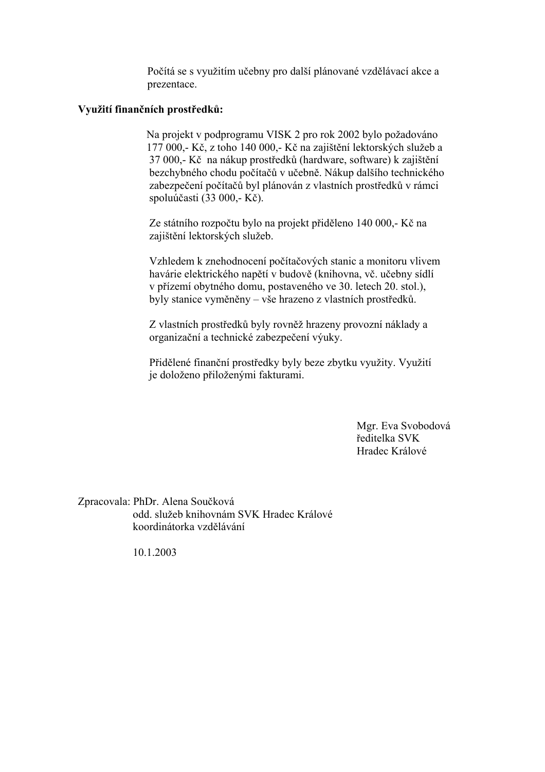Počítá se s využitím učebny pro další plánované vzdělávací akce a prezentace.

**Využití finančních prostředků:**

Na projekt v podprogramu VISK 2 pro rok 2002 bylo požadováno 177 000,- Kč, z toho 140 000,- Kč na zajištění lektorských služeb a 37 000,- Kč na nákup prostředků (hardware, software) k zajištění bezchybného chodu počítačů v učebně. Nákup dalšího technického zabezpečení počítačů byl plánován z vlastních prostředků v rámci spoluúčasti (33 000,- Kč).

Ze státního rozpočtu bylo na projekt přiděleno 140 000,- Kč na zajištění lektorských služeb.

Vzhledem k znehodnocení počítačových stanic a monitoru vlivem havárie elektrického napětí v budově (knihovna, vč. učebny sídlí v přízemí obytného domu, postaveného ve 30. letech 20. stol.), byly stanice vyměněny – vše hrazeno z vlastních prostředků.

Z vlastních prostředků byly rovněž hrazeny provozní náklady a organizační a technické zabezpečení výuky.

Přidělené finanční prostředky byly beze zbytku využity. Využití je doloženo přiloženými fakturami.

Mgr. Eva Svobodová
ředitelka SVK
Hradec Králové

Zpracovala: PhDr. Alena Součková
odd. služeb knihovnám SVK Hradec Králové
koordinátorka vzdělávání

10.1.2003